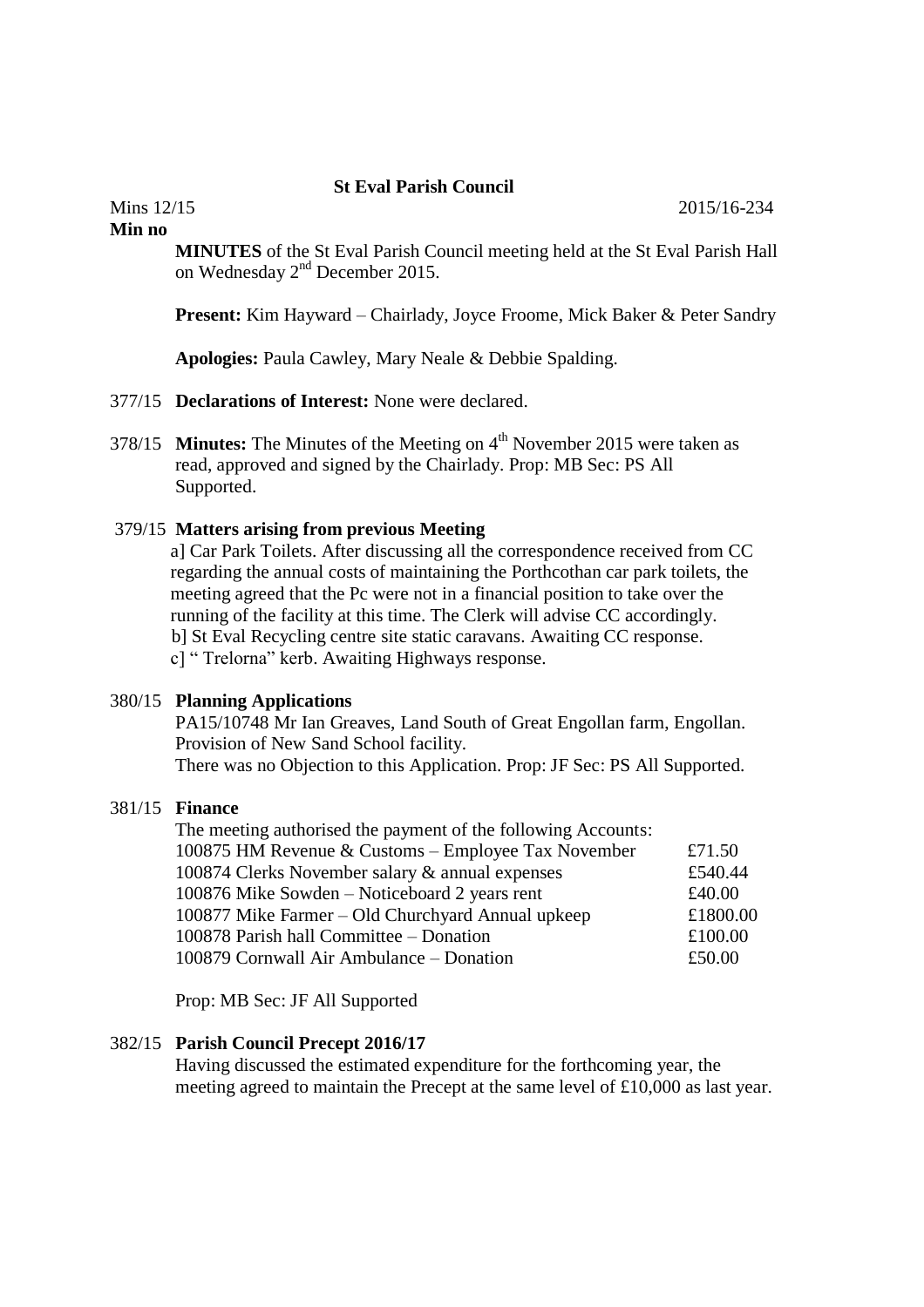**St Eval Parish Council**

Mins 12/15 2015/16-234

**Min no**

**MINUTES** of the St Eval Parish Council meeting held at the St Eval Parish Hall on Wednesday 2nd December 2015.

**Present:** Kim Hayward – Chairlady, Joyce Froome, Mick Baker & Peter Sandry

**Apologies:** Paula Cawley, Mary Neale & Debbie Spalding.

377/15 **Declarations of Interest:** None were declared.

378/15 **Minutes:** The Minutes of the Meeting on 4th November 2015 were taken as read, approved and signed by the Chairlady. Prop: MB Sec: PS All Supported.

379/15 **Matters arising from previous Meeting**

a] Car Park Toilets. After discussing all the correspondence received from CC regarding the annual costs of maintaining the Porthcothan car park toilets, the meeting agreed that the Pc were not in a financial position to take over the running of the facility at this time. The Clerk will advise CC accordingly.

b] St Eval Recycling centre site static caravans. Awaiting CC response.

c] " Trelorna" kerb. Awaiting Highways response.

380/15 **Planning Applications**

PA15/10748 Mr Ian Greaves, Land South of Great Engollan farm, Engollan. Provision of New Sand School facility.

There was no Objection to this Application. Prop: JF Sec: PS All Supported.

381/15 **Finance**

The meeting authorised the payment of the following Accounts:

| | |
|---|---|
| 100875 HM Revenue & Customs – Employee Tax November | £71.50 |
| 100874 Clerks November salary & annual expenses | £540.44 |
| 100876 Mike Sowden – Noticeboard 2 years rent | £40.00 |
| 100877 Mike Farmer – Old Churchyard Annual upkeep | £1800.00 |
| 100878 Parish hall Committee – Donation | £100.00 |
| 100879 Cornwall Air Ambulance – Donation | £50.00 |

Prop: MB Sec: JF All Supported

382/15 **Parish Council Precept 2016/17**

Having discussed the estimated expenditure for the forthcoming year, the meeting agreed to maintain the Precept at the same level of £10,000 as last year.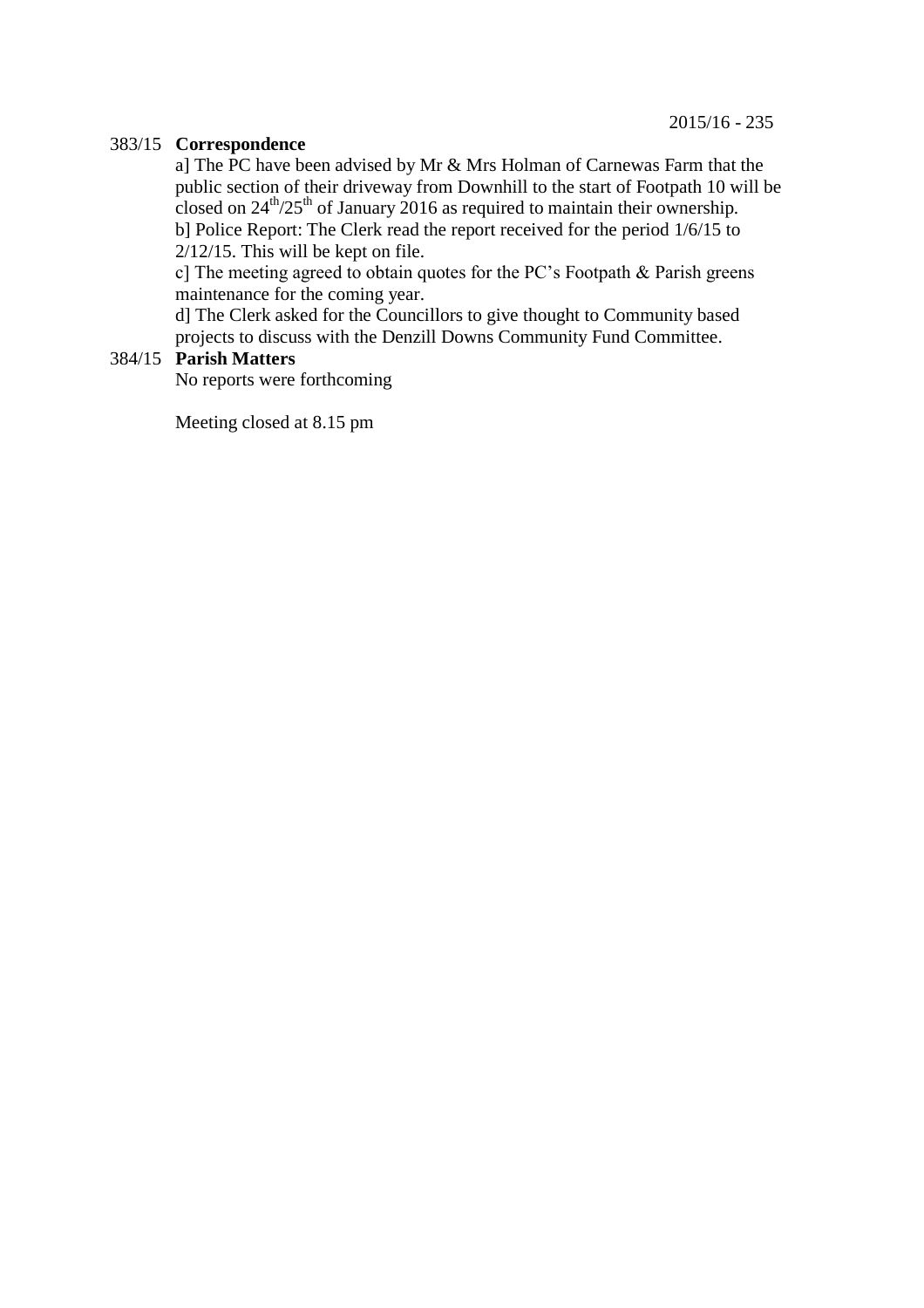383/15 **Correspondence**

a] The PC have been advised by Mr & Mrs Holman of Carnewas Farm that the public section of their driveway from Downhill to the start of Footpath 10 will be closed on 24th/25th of January 2016 as required to maintain their ownership.

b] Police Report: The Clerk read the report received for the period 1/6/15 to 2/12/15. This will be kept on file.

c] The meeting agreed to obtain quotes for the PC's Footpath & Parish greens maintenance for the coming year.

d] The Clerk asked for the Councillors to give thought to Community based projects to discuss with the Denzill Downs Community Fund Committee.

384/15 **Parish Matters**

No reports were forthcoming

Meeting closed at 8.15 pm